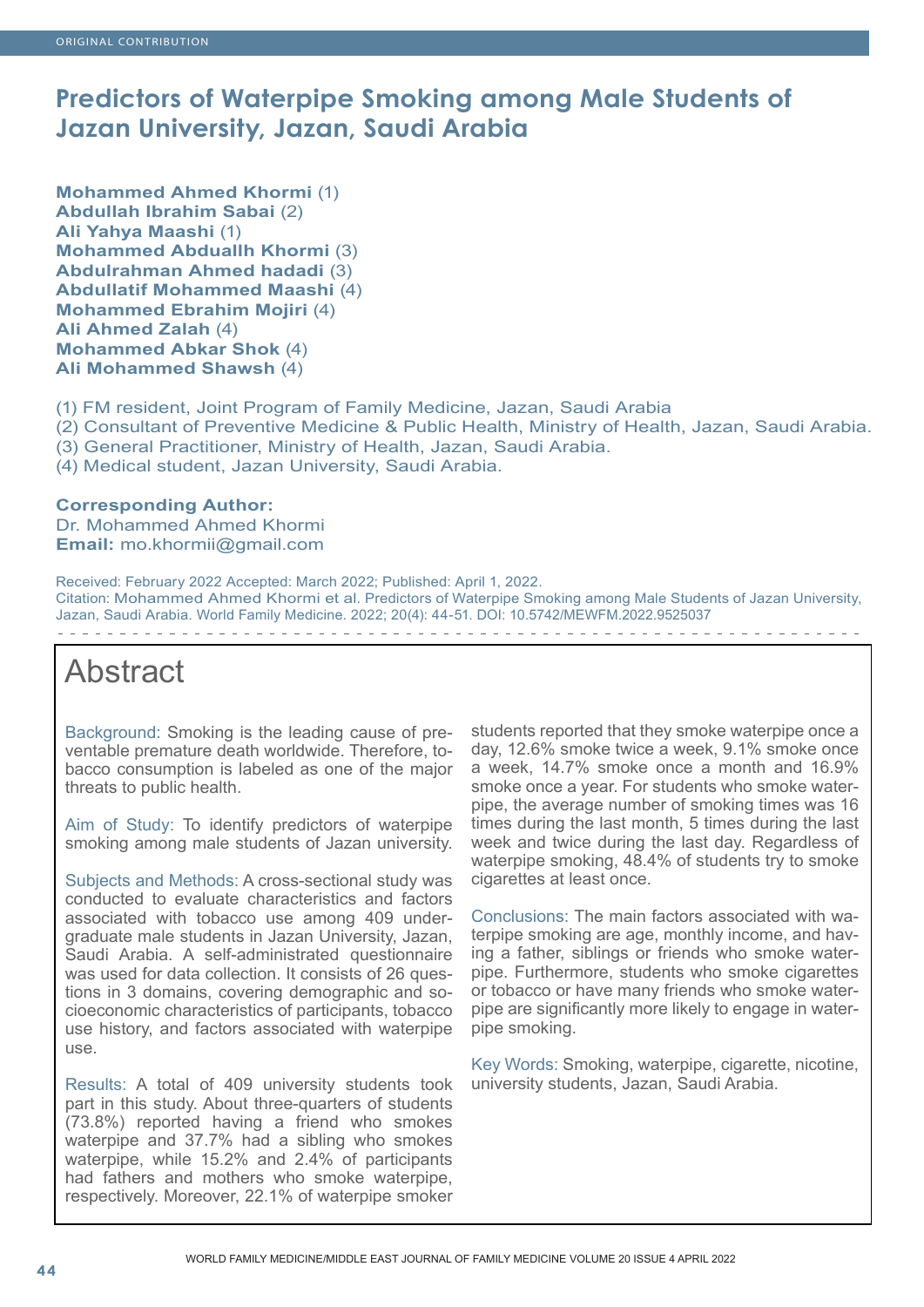ORIGINAL CONTRIBUTION

# Predictors of Waterpipe Smoking among Male Students of Jazan University, Jazan, Saudi Arabia

**Mohammed Ahmed Khormi** (1)
**Abdullah Ibrahim Sabai** (2)
**Ali Yahya Maashi** (1)
**Mohammed Abduallh Khormi** (3)
**Abdulrahman Ahmed hadadi** (3)
**Abdullatif Mohammed Maashi** (4)
**Mohammed Ebrahim Mojiri** (4)
**Ali Ahmed Zalah** (4)
**Mohammed Abkar Shok** (4)
**Ali Mohammed Shawsh** (4)

(1) FM resident, Joint Program of Family Medicine, Jazan, Saudi Arabia
(2) Consultant of Preventive Medicine & Public Health, Ministry of Health, Jazan, Saudi Arabia.
(3) General Practitioner, Ministry of Health, Jazan, Saudi Arabia.
(4) Medical student, Jazan University, Saudi Arabia.

**Corresponding Author:**
Dr. Mohammed Ahmed Khormi
**Email:** mo.khormii@gmail.com

Received: February 2022 Accepted: March 2022; Published: April 1, 2022.
Citation: Mohammed Ahmed Khormi et al. Predictors of Waterpipe Smoking among Male Students of Jazan University, Jazan, Saudi Arabia. World Family Medicine. 2022; 20(4): 44-51. DOI: 10.5742/MEWFM.2022.9525037

## Abstract

Background: Smoking is the leading cause of preventable premature death worldwide. Therefore, tobacco consumption is labeled as one of the major threats to public health.

Aim of Study: To identify predictors of waterpipe smoking among male students of Jazan university.

Subjects and Methods: A cross-sectional study was conducted to evaluate characteristics and factors associated with tobacco use among 409 undergraduate male students in Jazan University, Jazan, Saudi Arabia. A self-administrated questionnaire was used for data collection. It consists of 26 questions in 3 domains, covering demographic and socioeconomic characteristics of participants, tobacco use history, and factors associated with waterpipe use.

Results: A total of 409 university students took part in this study. About three-quarters of students (73.8%) reported having a friend who smokes waterpipe and 37.7% had a sibling who smokes waterpipe, while 15.2% and 2.4% of participants had fathers and mothers who smoke waterpipe, respectively. Moreover, 22.1% of waterpipe smoker students reported that they smoke waterpipe once a day, 12.6% smoke twice a week, 9.1% smoke once a week, 14.7% smoke once a month and 16.9% smoke once a year. For students who smoke waterpipe, the average number of smoking times was 16 times during the last month, 5 times during the last week and twice during the last day. Regardless of waterpipe smoking, 48.4% of students try to smoke cigarettes at least once.

Conclusions: The main factors associated with waterpipe smoking are age, monthly income, and having a father, siblings or friends who smoke waterpipe. Furthermore, students who smoke cigarettes or tobacco or have many friends who smoke waterpipe are significantly more likely to engage in waterpipe smoking.

Key Words: Smoking, waterpipe, cigarette, nicotine, university students, Jazan, Saudi Arabia.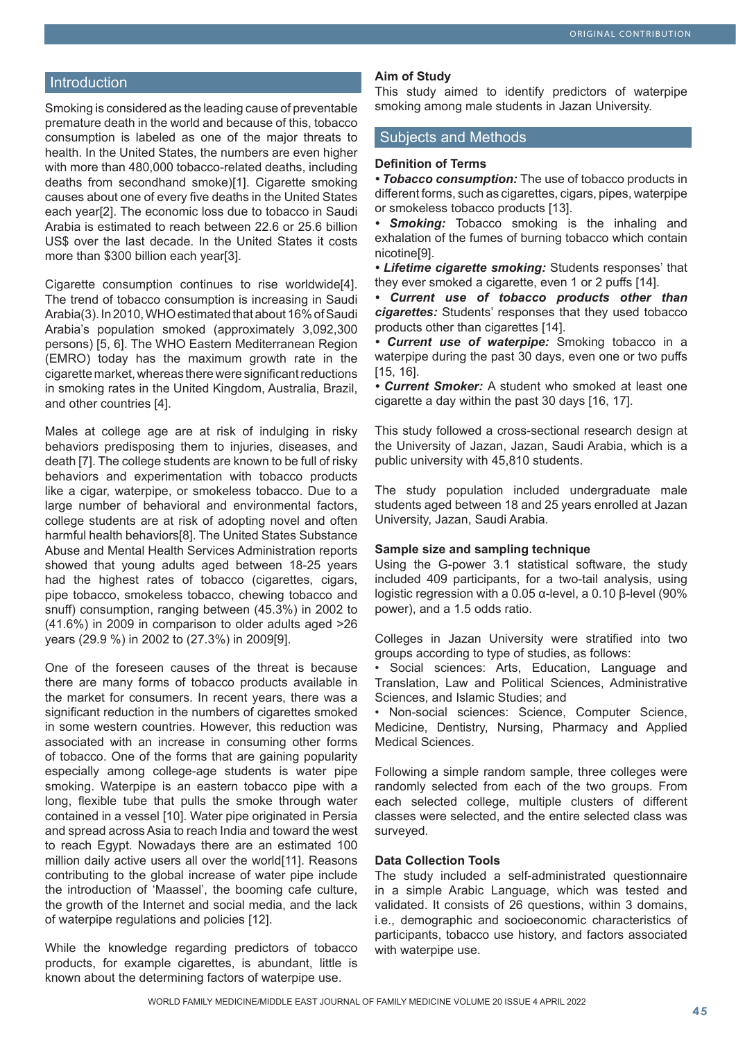## Introduction

Smoking is considered as the leading cause of preventable premature death in the world and because of this, tobacco consumption is labeled as one of the major threats to health. In the United States, the numbers are even higher with more than 480,000 tobacco-related deaths, including deaths from secondhand smoke)[1]. Cigarette smoking causes about one of every five deaths in the United States each year[2]. The economic loss due to tobacco in Saudi Arabia is estimated to reach between 22.6 or 25.6 billion US$ over the last decade. In the United States it costs more than $300 billion each year[3].

Cigarette consumption continues to rise worldwide[4]. The trend of tobacco consumption is increasing in Saudi Arabia(3). In 2010, WHO estimated that about 16% of Saudi Arabia's population smoked (approximately 3,092,300 persons) [5, 6]. The WHO Eastern Mediterranean Region (EMRO) today has the maximum growth rate in the cigarette market, whereas there were significant reductions in smoking rates in the United Kingdom, Australia, Brazil, and other countries [4].

Males at college age are at risk of indulging in risky behaviors predisposing them to injuries, diseases, and death [7]. The college students are known to be full of risky behaviors and experimentation with tobacco products like a cigar, waterpipe, or smokeless tobacco. Due to a large number of behavioral and environmental factors, college students are at risk of adopting novel and often harmful health behaviors[8]. The United States Substance Abuse and Mental Health Services Administration reports showed that young adults aged between 18-25 years had the highest rates of tobacco (cigarettes, cigars, pipe tobacco, smokeless tobacco, chewing tobacco and snuff) consumption, ranging between (45.3%) in 2002 to (41.6%) in 2009 in comparison to older adults aged >26 years (29.9 %) in 2002 to (27.3%) in 2009[9].

One of the foreseen causes of the threat is because there are many forms of tobacco products available in the market for consumers. In recent years, there was a significant reduction in the numbers of cigarettes smoked in some western countries. However, this reduction was associated with an increase in consuming other forms of tobacco. One of the forms that are gaining popularity especially among college-age students is water pipe smoking. Waterpipe is an eastern tobacco pipe with a long, flexible tube that pulls the smoke through water contained in a vessel [10]. Water pipe originated in Persia and spread across Asia to reach India and toward the west to reach Egypt. Nowadays there are an estimated 100 million daily active users all over the world[11]. Reasons contributing to the global increase of water pipe include the introduction of 'Maassel', the booming cafe culture, the growth of the Internet and social media, and the lack of waterpipe regulations and policies [12].

While the knowledge regarding predictors of tobacco products, for example cigarettes, is abundant, little is known about the determining factors of waterpipe use.

### Aim of Study

This study aimed to identify predictors of waterpipe smoking among male students in Jazan University.

## Subjects and Methods

### Definition of Terms

- ***Tobacco consumption:*** The use of tobacco products in different forms, such as cigarettes, cigars, pipes, waterpipe or smokeless tobacco products [13].
- ***Smoking:*** Tobacco smoking is the inhaling and exhalation of the fumes of burning tobacco which contain nicotine[9].
- ***Lifetime cigarette smoking:*** Students responses' that they ever smoked a cigarette, even 1 or 2 puffs [14].
- ***Current use of tobacco products other than cigarettes:*** Students' responses that they used tobacco products other than cigarettes [14].
- ***Current use of waterpipe:*** Smoking tobacco in a waterpipe during the past 30 days, even one or two puffs [15, 16].
- ***Current Smoker:*** A student who smoked at least one cigarette a day within the past 30 days [16, 17].

This study followed a cross-sectional research design at the University of Jazan, Jazan, Saudi Arabia, which is a public university with 45,810 students.

The study population included undergraduate male students aged between 18 and 25 years enrolled at Jazan University, Jazan, Saudi Arabia.

### Sample size and sampling technique

Using the G-power 3.1 statistical software, the study included 409 participants, for a two-tail analysis, using logistic regression with a 0.05 α-level, a 0.10 β-level (90% power), and a 1.5 odds ratio.

Colleges in Jazan University were stratified into two groups according to type of studies, as follows:

- Social sciences: Arts, Education, Language and Translation, Law and Political Sciences, Administrative Sciences, and Islamic Studies; and
- Non-social sciences: Science, Computer Science, Medicine, Dentistry, Nursing, Pharmacy and Applied Medical Sciences.

Following a simple random sample, three colleges were randomly selected from each of the two groups. From each selected college, multiple clusters of different classes were selected, and the entire selected class was surveyed.

### Data Collection Tools

The study included a self-administrated questionnaire in a simple Arabic Language, which was tested and validated. It consists of 26 questions, within 3 domains, i.e., demographic and socioeconomic characteristics of participants, tobacco use history, and factors associated with waterpipe use.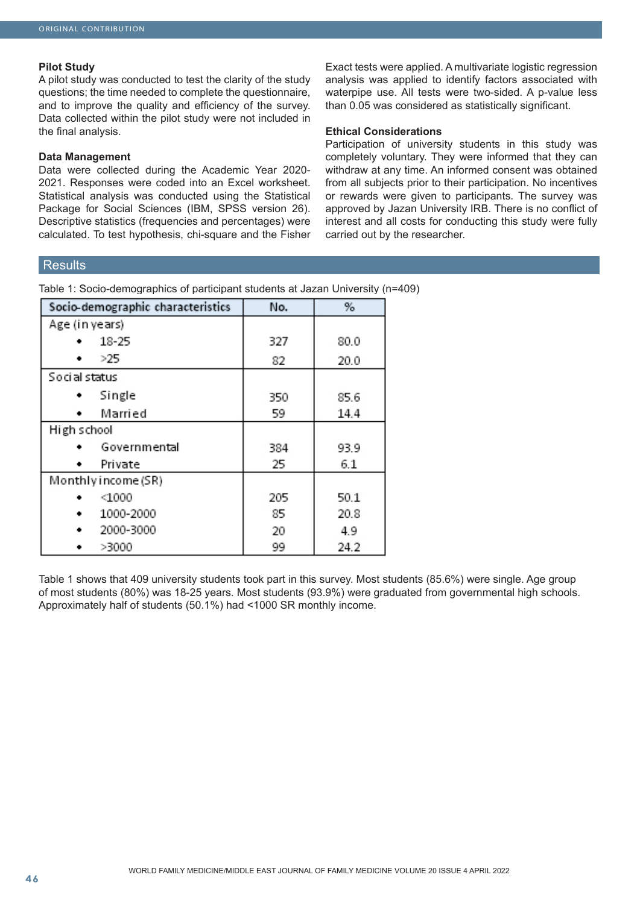### Pilot Study

A pilot study was conducted to test the clarity of the study questions; the time needed to complete the questionnaire, and to improve the quality and efficiency of the survey. Data collected within the pilot study were not included in the final analysis.

### Data Management

Data were collected during the Academic Year 2020-2021. Responses were coded into an Excel worksheet. Statistical analysis was conducted using the Statistical Package for Social Sciences (IBM, SPSS version 26). Descriptive statistics (frequencies and percentages) were calculated. To test hypothesis, chi-square and the Fisher Exact tests were applied. A multivariate logistic regression analysis was applied to identify factors associated with waterpipe use. All tests were two-sided. A p-value less than 0.05 was considered as statistically significant.

### Ethical Considerations

Participation of university students in this study was completely voluntary. They were informed that they can withdraw at any time. An informed consent was obtained from all subjects prior to their participation. No incentives or rewards were given to participants. The survey was approved by Jazan University IRB. There is no conflict of interest and all costs for conducting this study were fully carried out by the researcher.

## Results

Table 1: Socio-demographics of participant students at Jazan University (n=409)

| Socio-demographic characteristics | No. | % |
|---|---|---|
| Age (in years) | | |
| • 18-25 | 327 | 80.0 |
| • >25 | 82 | 20.0 |
| Social status | | |
| • Single | 350 | 85.6 |
| • Married | 59 | 14.4 |
| High school | | |
| • Governmental | 384 | 93.9 |
| • Private | 25 | 6.1 |
| Monthly income (SR) | | |
| • <1000 | 205 | 50.1 |
| • 1000-2000 | 85 | 20.8 |
| • 2000-3000 | 20 | 4.9 |
| • >3000 | 99 | 24.2 |

Table 1 shows that 409 university students took part in this survey. Most students (85.6%) were single. Age group of most students (80%) was 18-25 years. Most students (93.9%) were graduated from governmental high schools. Approximately half of students (50.1%) had <1000 SR monthly income.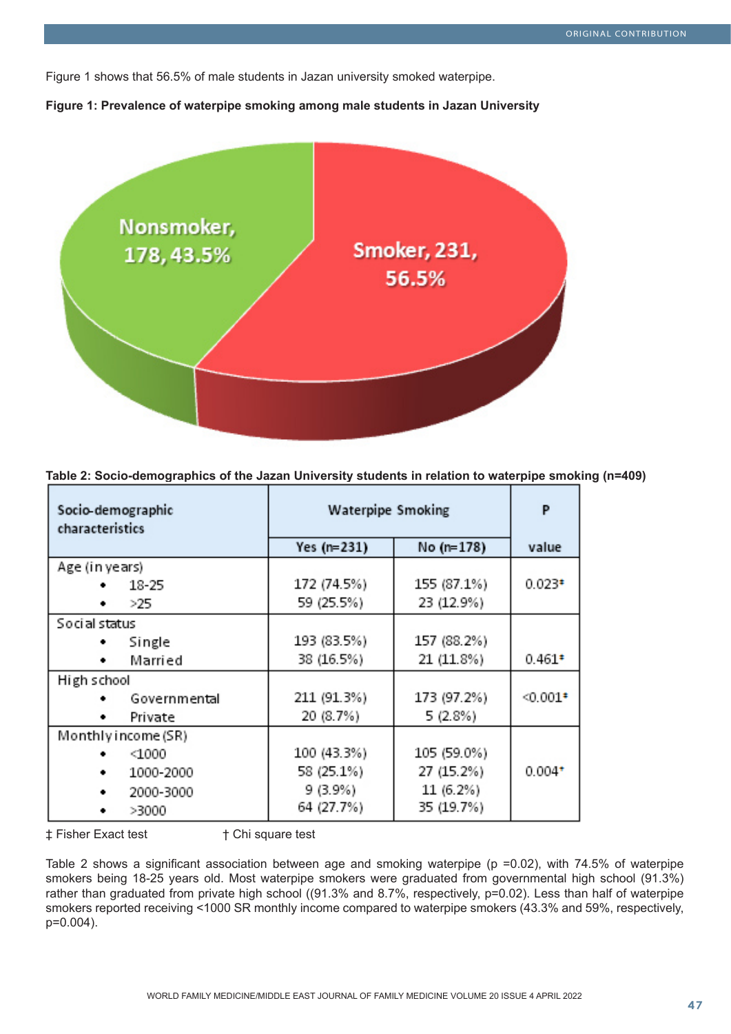Figure 1 shows that 56.5% of male students in Jazan university smoked waterpipe.

**Figure 1: Prevalence of waterpipe smoking among male students in Jazan University**

Nonsmoker, 178, 43.5%

Smoker, 231, 56.5%

**Table 2: Socio-demographics of the Jazan University students in relation to waterpipe smoking (n=409)**

| Socio-demographic characteristics | Waterpipe Smoking | | P value |
|---|---|---|---|
| | Yes (n=231) | No (n=178) | |
| **Age (in years)** | | | |
| • 18-25 | 172 (74.5%) | 155 (87.1%) | 0.023† |
| • >25 | 59 (25.5%) | 23 (12.9%) | |
| **Social status** | | | |
| • Single | 193 (83.5%) | 157 (88.2%) | |
| • Married | 38 (16.5%) | 21 (11.8%) | 0.461† |
| **High school** | | | |
| • Governmental | 211 (91.3%) | 173 (97.2%) | <0.001† |
| • Private | 20 (8.7%) | 5 (2.8%) | |
| **Monthly income (SR)** | | | |
| • <1000 | 100 (43.3%) | 105 (59.0%) | 0.004† |
| • 1000-2000 | 58 (25.1%) | 27 (15.2%) | |
| • 2000-3000 | 9 (3.9%) | 11 (6.2%) | |
| • >3000 | 64 (27.7%) | 35 (19.7%) | |

‡ Fisher Exact test † Chi square test

Table 2 shows a significant association between age and smoking waterpipe (p =0.02), with 74.5% of waterpipe smokers being 18-25 years old. Most waterpipe smokers were graduated from governmental high school (91.3%) rather than graduated from private high school ((91.3% and 8.7%, respectively, p=0.02). Less than half of waterpipe smokers reported receiving <1000 SR monthly income compared to waterpipe smokers (43.3% and 59%, respectively, p=0.004).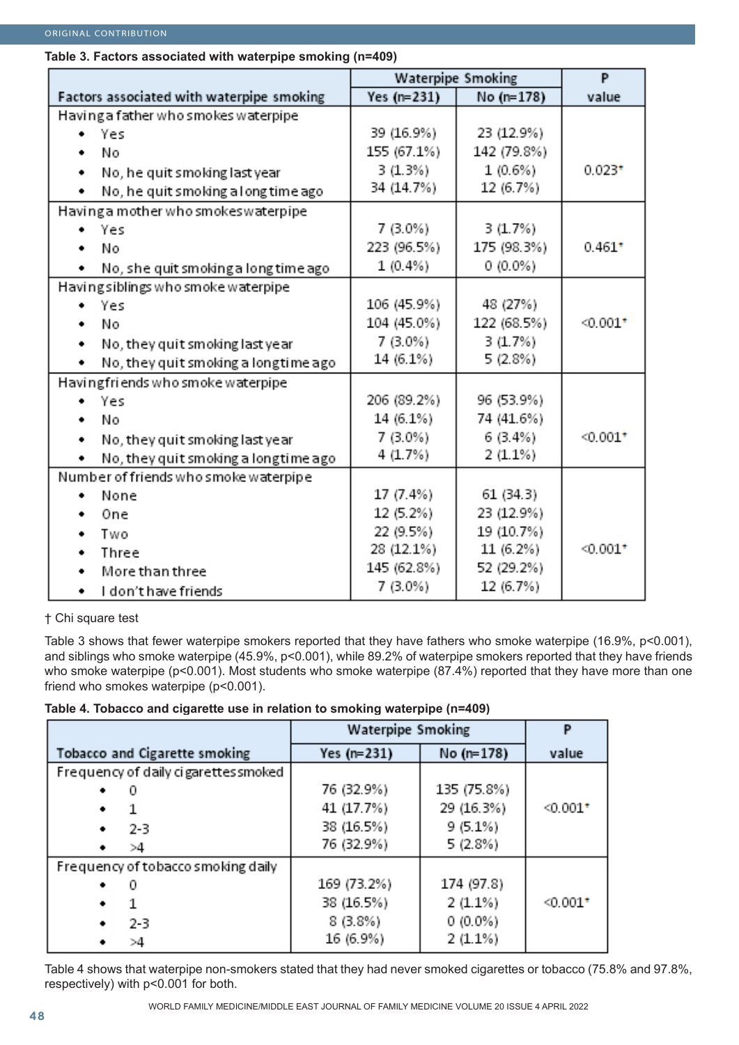**Table 3. Factors associated with waterpipe smoking (n=409)**

| Factors associated with waterpipe smoking | Waterpipe Smoking | | P value |
|---|---|---|---|
| | Yes (n=231) | No (n=178) | |
| Having a father who smokes waterpipe | | | |
| • Yes | 39 (16.9%) | 23 (12.9%) | 0.023† |
| • No | 155 (67.1%) | 142 (79.8%) | |
| • No, he quit smoking last year | 3 (1.3%) | 1 (0.6%) | |
| • No, he quit smoking a long time ago | 34 (14.7%) | 12 (6.7%) | |
| Having a mother who smokes waterpipe | | | |
| • Yes | 7 (3.0%) | 3 (1.7%) | 0.461† |
| • No | 223 (96.5%) | 175 (98.3%) | |
| • No, she quit smoking a long time ago | 1 (0.4%) | 0 (0.0%) | |
| Having siblings who smoke waterpipe | | | |
| • Yes | 106 (45.9%) | 48 (27%) | <0.001† |
| • No | 104 (45.0%) | 122 (68.5%) | |
| • No, they quit smoking last year | 7 (3.0%) | 3 (1.7%) | |
| • No, they quit smoking a long time ago | 14 (6.1%) | 5 (2.8%) | |
| Having friends who smoke waterpipe | | | |
| • Yes | 206 (89.2%) | 96 (53.9%) | <0.001† |
| • No | 14 (6.1%) | 74 (41.6%) | |
| • No, they quit smoking last year | 7 (3.0%) | 6 (3.4%) | |
| • No, they quit smoking a long time ago | 4 (1.7%) | 2 (1.1%) | |
| Number of friends who smoke waterpipe | | | |
| • None | 17 (7.4%) | 61 (34.3) | <0.001† |
| • One | 12 (5.2%) | 23 (12.9%) | |
| • Two | 22 (9.5%) | 19 (10.7%) | |
| • Three | 28 (12.1%) | 11 (6.2%) | |
| • More than three | 145 (62.8%) | 52 (29.2%) | |
| • I don't have friends | 7 (3.0%) | 12 (6.7%) | |

† Chi square test

Table 3 shows that fewer waterpipe smokers reported that they have fathers who smoke waterpipe (16.9%, p<0.001), and siblings who smoke waterpipe (45.9%, p<0.001), while 89.2% of waterpipe smokers reported that they have friends who smoke waterpipe (p<0.001). Most students who smoke waterpipe (87.4%) reported that they have more than one friend who smokes waterpipe (p<0.001).

**Table 4. Tobacco and cigarette use in relation to smoking waterpipe (n=409)**

| Tobacco and Cigarette smoking | Waterpipe Smoking | | P value |
|---|---|---|---|
| | Yes (n=231) | No (n=178) | |
| Frequency of daily cigarettes smoked | | | |
| • 0 | 76 (32.9%) | 135 (75.8%) | <0.001† |
| • 1 | 41 (17.7%) | 29 (16.3%) | |
| • 2-3 | 38 (16.5%) | 9 (5.1%) | |
| • >4 | 76 (32.9%) | 5 (2.8%) | |
| Frequency of tobacco smoking daily | | | |
| • 0 | 169 (73.2%) | 174 (97.8) | <0.001† |
| • 1 | 38 (16.5%) | 2 (1.1%) | |
| • 2-3 | 8 (3.8%) | 0 (0.0%) | |
| • >4 | 16 (6.9%) | 2 (1.1%) | |

Table 4 shows that waterpipe non-smokers stated that they had never smoked cigarettes or tobacco (75.8% and 97.8%, respectively) with p<0.001 for both.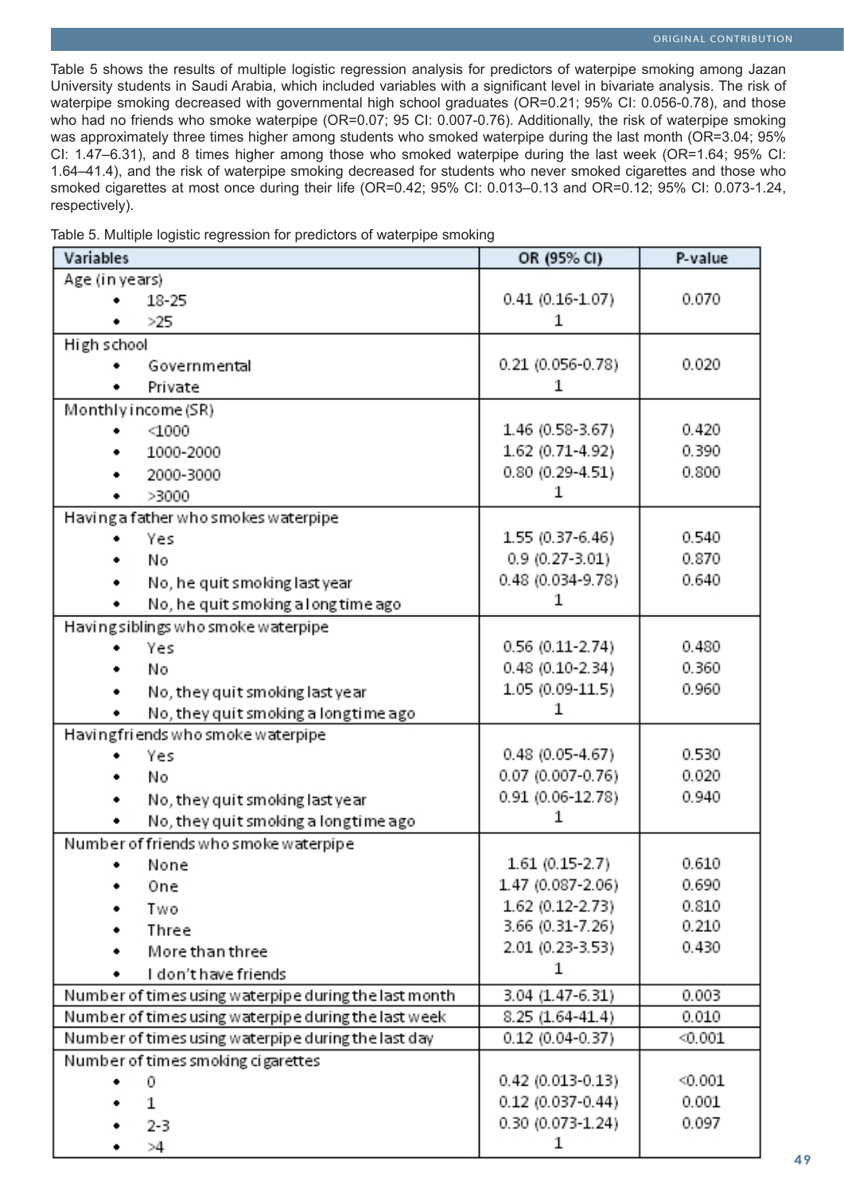Table 5 shows the results of multiple logistic regression analysis for predictors of waterpipe smoking among Jazan University students in Saudi Arabia, which included variables with a significant level in bivariate analysis. The risk of waterpipe smoking decreased with governmental high school graduates (OR=0.21; 95% CI: 0.056-0.78), and those who had no friends who smoke waterpipe (OR=0.07; 95 CI: 0.007-0.76). Additionally, the risk of waterpipe smoking was approximately three times higher among students who smoked waterpipe during the last month (OR=3.04; 95% CI: 1.47–6.31), and 8 times higher among those who smoked waterpipe during the last week (OR=1.64; 95% CI: 1.64–41.4), and the risk of waterpipe smoking decreased for students who never smoked cigarettes and those who smoked cigarettes at most once during their life (OR=0.42; 95% CI: 0.013–0.13 and OR=0.12; 95% CI: 0.073-1.24, respectively).

Table 5. Multiple logistic regression for predictors of waterpipe smoking

| Variables | OR (95% CI) | P-value |
|---|---|---|
| **Age (in years)** | | |
| • 18-25 | 0.41 (0.16-1.07) | 0.070 |
| • >25 | 1 | |
| **High school** | | |
| • Governmental | 0.21 (0.056-0.78) | 0.020 |
| • Private | 1 | |
| **Monthly income (SR)** | | |
| • <1000 | 1.46 (0.58-3.67) | 0.420 |
| • 1000-2000 | 1.62 (0.71-4.92) | 0.390 |
| • 2000-3000 | 0.80 (0.29-4.51) | 0.800 |
| • >3000 | 1 | |
| **Having a father who smokes waterpipe** | | |
| • Yes | 1.55 (0.37-6.46) | 0.540 |
| • No | 0.9 (0.27-3.01) | 0.870 |
| • No, he quit smoking last year | 0.48 (0.034-9.78) | 0.640 |
| • No, he quit smoking a long time ago | 1 | |
| **Having siblings who smoke waterpipe** | | |
| • Yes | 0.56 (0.11-2.74) | 0.480 |
| • No | 0.48 (0.10-2.34) | 0.360 |
| • No, they quit smoking last year | 1.05 (0.09-11.5) | 0.960 |
| • No, they quit smoking a long time ago | 1 | |
| **Having friends who smoke waterpipe** | | |
| • Yes | 0.48 (0.05-4.67) | 0.530 |
| • No | 0.07 (0.007-0.76) | 0.020 |
| • No, they quit smoking last year | 0.91 (0.06-12.78) | 0.940 |
| • No, they quit smoking a long time ago | 1 | |
| **Number of friends who smoke waterpipe** | | |
| • None | 1.61 (0.15-2.7) | 0.610 |
| • One | 1.47 (0.087-2.06) | 0.690 |
| • Two | 1.62 (0.12-2.73) | 0.810 |
| • Three | 3.66 (0.31-7.26) | 0.210 |
| • More than three | 2.01 (0.23-3.53) | 0.430 |
| • I don't have friends | 1 | |
| **Number of times using waterpipe during the last month** | 3.04 (1.47-6.31) | 0.003 |
| **Number of times using waterpipe during the last week** | 8.25 (1.64-41.4) | 0.010 |
| **Number of times using waterpipe during the last day** | 0.12 (0.04-0.37) | <0.001 |
| **Number of times smoking cigarettes** | | |
| • 0 | 0.42 (0.013-0.13) | <0.001 |
| • 1 | 0.12 (0.037-0.44) | 0.001 |
| • 2-3 | 0.30 (0.073-1.24) | 0.097 |
| • >4 | 1 | |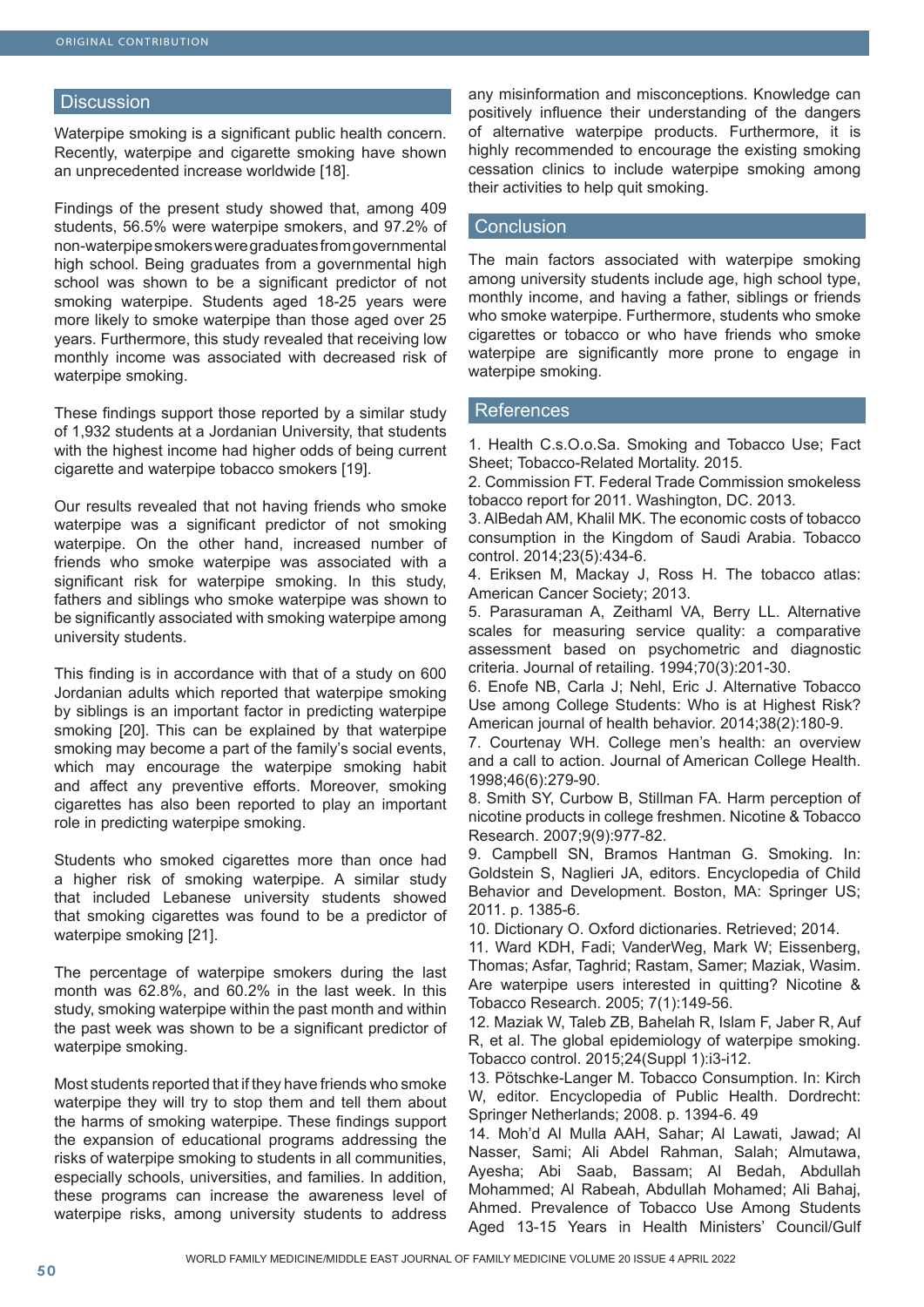## Discussion

Waterpipe smoking is a significant public health concern. Recently, waterpipe and cigarette smoking have shown an unprecedented increase worldwide [18].

Findings of the present study showed that, among 409 students, 56.5% were waterpipe smokers, and 97.2% of non-waterpipe smokers were graduates from governmental high school. Being graduates from a governmental high school was shown to be a significant predictor of not smoking waterpipe. Students aged 18-25 years were more likely to smoke waterpipe than those aged over 25 years. Furthermore, this study revealed that receiving low monthly income was associated with decreased risk of waterpipe smoking.

These findings support those reported by a similar study of 1,932 students at a Jordanian University, that students with the highest income had higher odds of being current cigarette and waterpipe tobacco smokers [19].

Our results revealed that not having friends who smoke waterpipe was a significant predictor of not smoking waterpipe. On the other hand, increased number of friends who smoke waterpipe was associated with a significant risk for waterpipe smoking. In this study, fathers and siblings who smoke waterpipe was shown to be significantly associated with smoking waterpipe among university students.

This finding is in accordance with that of a study on 600 Jordanian adults which reported that waterpipe smoking by siblings is an important factor in predicting waterpipe smoking [20]. This can be explained by that waterpipe smoking may become a part of the family's social events, which may encourage the waterpipe smoking habit and affect any preventive efforts. Moreover, smoking cigarettes has also been reported to play an important role in predicting waterpipe smoking.

Students who smoked cigarettes more than once had a higher risk of smoking waterpipe. A similar study that included Lebanese university students showed that smoking cigarettes was found to be a predictor of waterpipe smoking [21].

The percentage of waterpipe smokers during the last month was 62.8%, and 60.2% in the last week. In this study, smoking waterpipe within the past month and within the past week was shown to be a significant predictor of waterpipe smoking.

Most students reported that if they have friends who smoke waterpipe they will try to stop them and tell them about the harms of smoking waterpipe. These findings support the expansion of educational programs addressing the risks of waterpipe smoking to students in all communities, especially schools, universities, and families. In addition, these programs can increase the awareness level of waterpipe risks, among university students to address any misinformation and misconceptions. Knowledge can positively influence their understanding of the dangers of alternative waterpipe products. Furthermore, it is highly recommended to encourage the existing smoking cessation clinics to include waterpipe smoking among their activities to help quit smoking.

## Conclusion

The main factors associated with waterpipe smoking among university students include age, high school type, monthly income, and having a father, siblings or friends who smoke waterpipe. Furthermore, students who smoke cigarettes or tobacco or who have friends who smoke waterpipe are significantly more prone to engage in waterpipe smoking.

## References

1. Health C.s.O.o.Sa. Smoking and Tobacco Use; Fact Sheet; Tobacco-Related Mortality. 2015.
2. Commission FT. Federal Trade Commission smokeless tobacco report for 2011. Washington, DC. 2013.
3. AlBedah AM, Khalil MK. The economic costs of tobacco consumption in the Kingdom of Saudi Arabia. Tobacco control. 2014;23(5):434-6.
4. Eriksen M, Mackay J, Ross H. The tobacco atlas: American Cancer Society; 2013.
5. Parasuraman A, Zeithaml VA, Berry LL. Alternative scales for measuring service quality: a comparative assessment based on psychometric and diagnostic criteria. Journal of retailing. 1994;70(3):201-30.
6. Enofe NB, Carla J; Nehl, Eric J. Alternative Tobacco Use among College Students: Who is at Highest Risk? American journal of health behavior. 2014;38(2):180-9.
7. Courtenay WH. College men's health: an overview and a call to action. Journal of American College Health. 1998;46(6):279-90.
8. Smith SY, Curbow B, Stillman FA. Harm perception of nicotine products in college freshmen. Nicotine & Tobacco Research. 2007;9(9):977-82.
9. Campbell SN, Bramos Hantman G. Smoking. In: Goldstein S, Naglieri JA, editors. Encyclopedia of Child Behavior and Development. Boston, MA: Springer US; 2011. p. 1385-6.
10. Dictionary O. Oxford dictionaries. Retrieved; 2014.
11. Ward KDH, Fadi; VanderWeg, Mark W; Eissenberg, Thomas; Asfar, Taghrid; Rastam, Samer; Maziak, Wasim. Are waterpipe users interested in quitting? Nicotine & Tobacco Research. 2005; 7(1):149-56.
12. Maziak W, Taleb ZB, Bahelah R, Islam F, Jaber R, Auf R, et al. The global epidemiology of waterpipe smoking. Tobacco control. 2015;24(Suppl 1):i3-i12.
13. Pötschke-Langer M. Tobacco Consumption. In: Kirch W, editor. Encyclopedia of Public Health. Dordrecht: Springer Netherlands; 2008. p. 1394-6. 49
14. Moh'd Al Mulla AAH, Sahar; Al Lawati, Jawad; Al Nasser, Sami; Ali Abdel Rahman, Salah; Almutawa, Ayesha; Abi Saab, Bassam; Al Bedah, Abdullah Mohammed; Al Rabeah, Abdullah Mohamed; Ali Bahaj, Ahmed. Prevalence of Tobacco Use Among Students Aged 13-15 Years in Health Ministers' Council/Gulf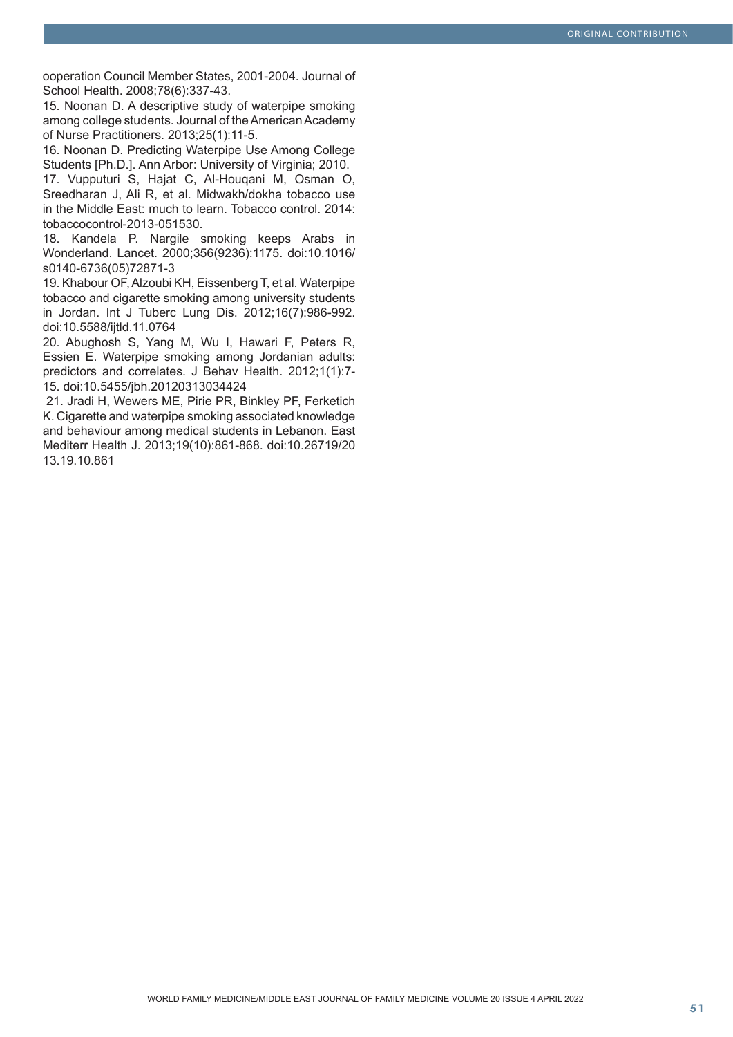ooperation Council Member States, 2001-2004. Journal of School Health. 2008;78(6):337-43.

15. Noonan D. A descriptive study of waterpipe smoking among college students. Journal of the American Academy of Nurse Practitioners. 2013;25(1):11-5.

16. Noonan D. Predicting Waterpipe Use Among College Students [Ph.D.]. Ann Arbor: University of Virginia; 2010.

17. Vupputuri S, Hajat C, Al-Houqani M, Osman O, Sreedharan J, Ali R, et al. Midwakh/dokha tobacco use in the Middle East: much to learn. Tobacco control. 2014: tobaccocontrol-2013-051530.

18. Kandela P. Nargile smoking keeps Arabs in Wonderland. Lancet. 2000;356(9236):1175. doi:10.1016/s0140-6736(05)72871-3

19. Khabour OF, Alzoubi KH, Eissenberg T, et al. Waterpipe tobacco and cigarette smoking among university students in Jordan. Int J Tuberc Lung Dis. 2012;16(7):986-992. doi:10.5588/ijtld.11.0764

20. Abughosh S, Yang M, Wu I, Hawari F, Peters R, Essien E. Waterpipe smoking among Jordanian adults: predictors and correlates. J Behav Health. 2012;1(1):7-15. doi:10.5455/jbh.20120313034424

21. Jradi H, Wewers ME, Pirie PR, Binkley PF, Ferketich K. Cigarette and waterpipe smoking associated knowledge and behaviour among medical students in Lebanon. East Mediterr Health J. 2013;19(10):861-868. doi:10.26719/2013.19.10.861